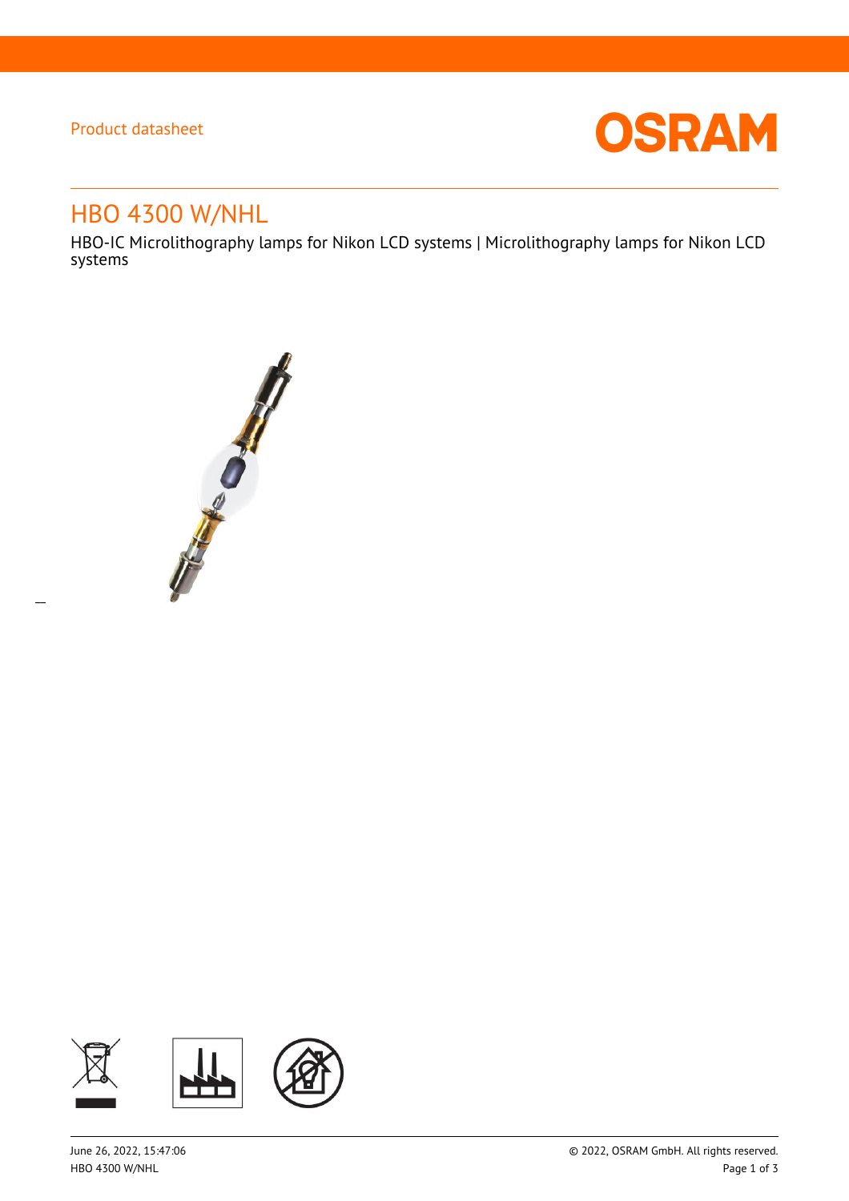Product datasheet

OSRAM

# HBO 4300 W/NHL

HBO-IC Microlithography lamps for Nikon LCD systems | Microlithography lamps for Nikon LCD systems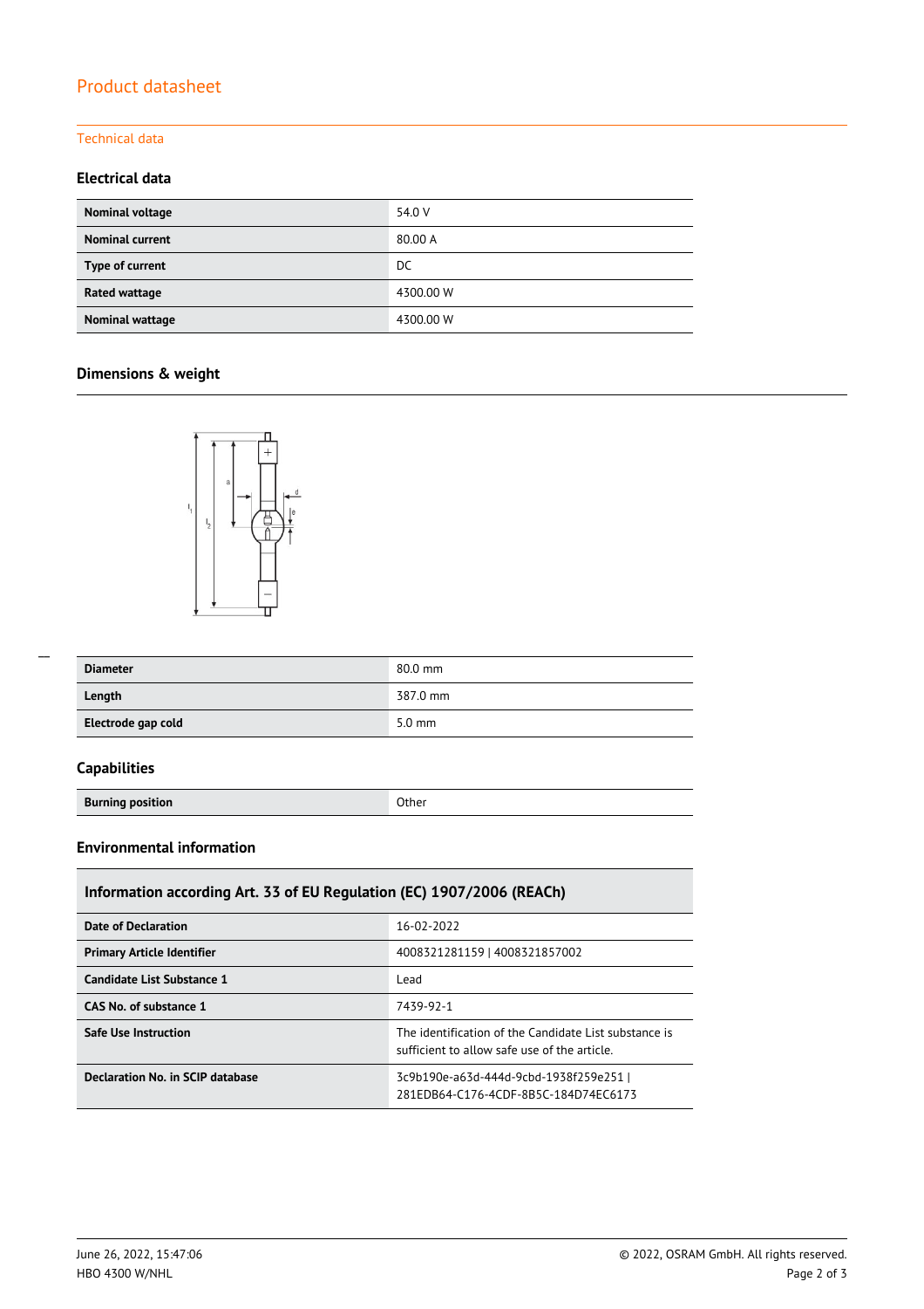# Product datasheet

Technical data

### Electrical data

| | |
|---|---|
| **Nominal voltage** | 54.0 V |
| **Nominal current** | 80.00 A |
| **Type of current** | DC |
| **Rated wattage** | 4300.00 W |
| **Nominal wattage** | 4300.00 W |

### Dimensions & weight

| | |
|---|---|
| **Diameter** | 80.0 mm |
| **Length** | 387.0 mm |
| **Electrode gap cold** | 5.0 mm |

### Capabilities

| | |
|---|---|
| **Burning position** | Other |

### Environmental information

| Information according Art. 33 of EU Regulation (EC) 1907/2006 (REACh) | |
|---|---|
| **Date of Declaration** | 16-02-2022 |
| **Primary Article Identifier** | 4008321281159 \| 4008321857002 |
| **Candidate List Substance 1** | Lead |
| **CAS No. of substance 1** | 7439-92-1 |
| **Safe Use Instruction** | The identification of the Candidate List substance is sufficient to allow safe use of the article. |
| **Declaration No. in SCIP database** | 3c9b190e-a63d-444d-9cbd-1938f259e251 \| 281EDB64-C176-4CDF-8B5C-184D74EC6173 |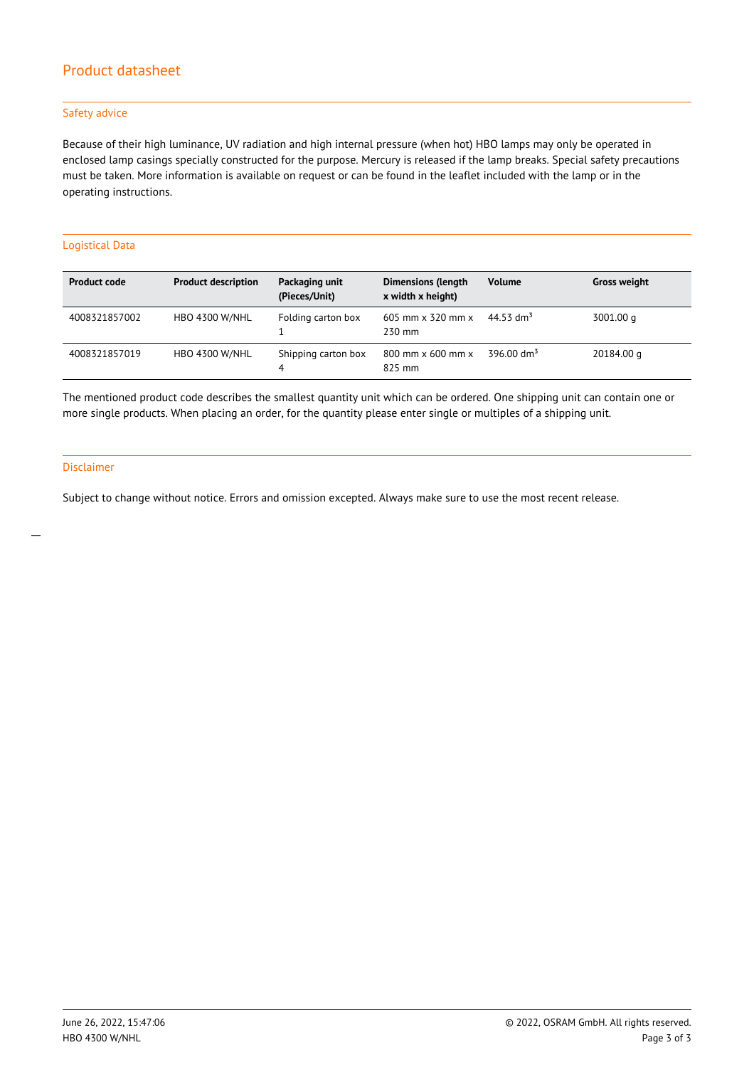# Product datasheet

## Safety advice

Because of their high luminance, UV radiation and high internal pressure (when hot) HBO lamps may only be operated in enclosed lamp casings specially constructed for the purpose. Mercury is released if the lamp breaks. Special safety precautions must be taken. More information is available on request or can be found in the leaflet included with the lamp or in the operating instructions.

## Logistical Data

| Product code | Product description | Packaging unit (Pieces/Unit) | Dimensions (length x width x height) | Volume | Gross weight |
|---|---|---|---|---|---|
| 4008321857002 | HBO 4300 W/NHL | Folding carton box 1 | 605 mm x 320 mm x 230 mm | 44.53 $dm^3$ | 3001.00 g |
| 4008321857019 | HBO 4300 W/NHL | Shipping carton box 4 | 800 mm x 600 mm x 825 mm | 396.00 $dm^3$ | 20184.00 g |

The mentioned product code describes the smallest quantity unit which can be ordered. One shipping unit can contain one or more single products. When placing an order, for the quantity please enter single or multiples of a shipping unit.

## Disclaimer

Subject to change without notice. Errors and omission excepted. Always make sure to use the most recent release.